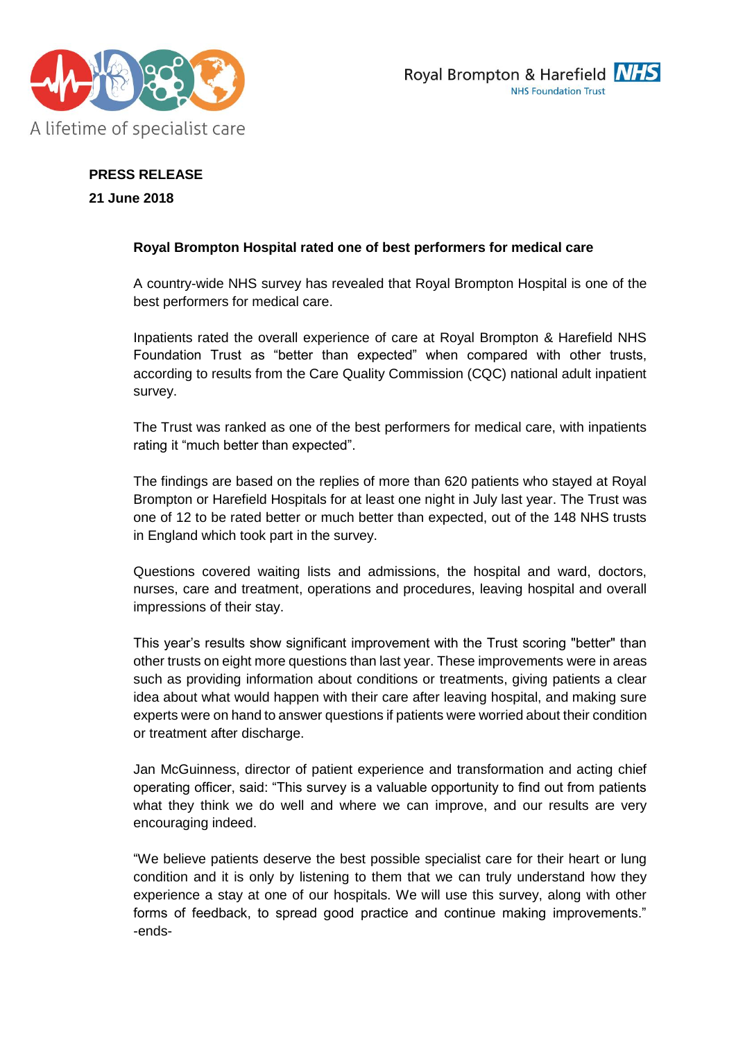A lifetime of specialist care

Royal Brompton & Harefield NHS
NHS Foundation Trust

**PRESS RELEASE**

**21 June 2018**

**Royal Brompton Hospital rated one of best performers for medical care**

A country-wide NHS survey has revealed that Royal Brompton Hospital is one of the best performers for medical care.

Inpatients rated the overall experience of care at Royal Brompton & Harefield NHS Foundation Trust as "better than expected" when compared with other trusts, according to results from the Care Quality Commission (CQC) national adult inpatient survey.

The Trust was ranked as one of the best performers for medical care, with inpatients rating it "much better than expected".

The findings are based on the replies of more than 620 patients who stayed at Royal Brompton or Harefield Hospitals for at least one night in July last year. The Trust was one of 12 to be rated better or much better than expected, out of the 148 NHS trusts in England which took part in the survey.

Questions covered waiting lists and admissions, the hospital and ward, doctors, nurses, care and treatment, operations and procedures, leaving hospital and overall impressions of their stay.

This year's results show significant improvement with the Trust scoring "better" than other trusts on eight more questions than last year. These improvements were in areas such as providing information about conditions or treatments, giving patients a clear idea about what would happen with their care after leaving hospital, and making sure experts were on hand to answer questions if patients were worried about their condition or treatment after discharge.

Jan McGuinness, director of patient experience and transformation and acting chief operating officer, said: "This survey is a valuable opportunity to find out from patients what they think we do well and where we can improve, and our results are very encouraging indeed.

"We believe patients deserve the best possible specialist care for their heart or lung condition and it is only by listening to them that we can truly understand how they experience a stay at one of our hospitals. We will use this survey, along with other forms of feedback, to spread good practice and continue making improvements."
-ends-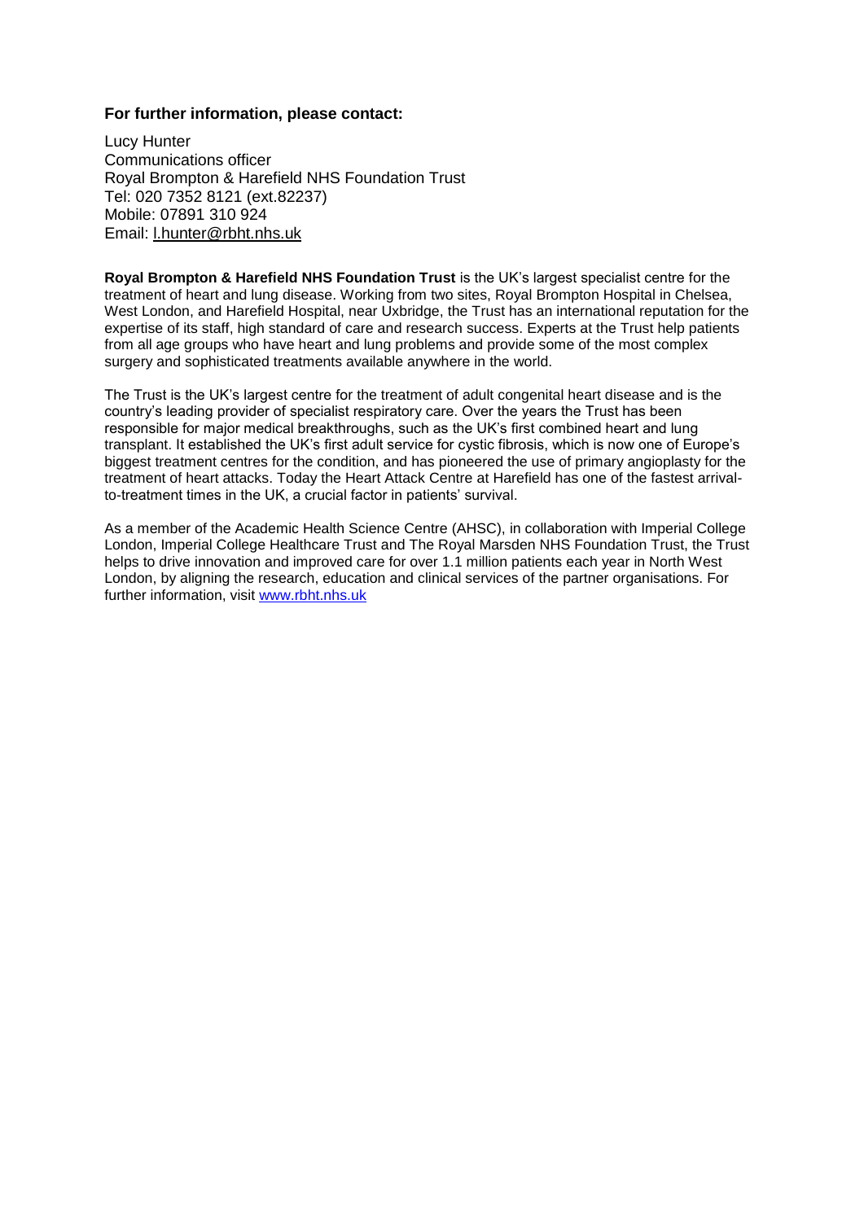**For further information, please contact:**

Lucy Hunter
Communications officer
Royal Brompton & Harefield NHS Foundation Trust
Tel: 020 7352 8121 (ext.82237)
Mobile: 07891 310 924
Email: l.hunter@rbht.nhs.uk

**Royal Brompton & Harefield NHS Foundation Trust** is the UK's largest specialist centre for the treatment of heart and lung disease. Working from two sites, Royal Brompton Hospital in Chelsea, West London, and Harefield Hospital, near Uxbridge, the Trust has an international reputation for the expertise of its staff, high standard of care and research success. Experts at the Trust help patients from all age groups who have heart and lung problems and provide some of the most complex surgery and sophisticated treatments available anywhere in the world.

The Trust is the UK's largest centre for the treatment of adult congenital heart disease and is the country's leading provider of specialist respiratory care. Over the years the Trust has been responsible for major medical breakthroughs, such as the UK's first combined heart and lung transplant. It established the UK's first adult service for cystic fibrosis, which is now one of Europe's biggest treatment centres for the condition, and has pioneered the use of primary angioplasty for the treatment of heart attacks. Today the Heart Attack Centre at Harefield has one of the fastest arrival-to-treatment times in the UK, a crucial factor in patients' survival.

As a member of the Academic Health Science Centre (AHSC), in collaboration with Imperial College London, Imperial College Healthcare Trust and The Royal Marsden NHS Foundation Trust, the Trust helps to drive innovation and improved care for over 1.1 million patients each year in North West London, by aligning the research, education and clinical services of the partner organisations. For further information, visit www.rbht.nhs.uk